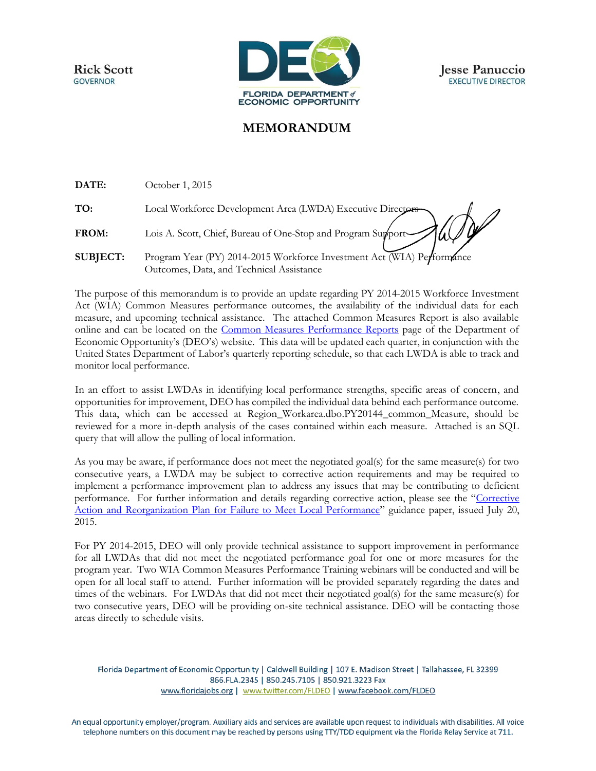Rick Scott
GOVERNOR

FLORIDA DEPARTMENT of ECONOMIC OPPORTUNITY

Jesse Panuccio
EXECUTIVE DIRECTOR

# MEMORANDUM

**DATE:** October 1, 2015

**TO:** Local Workforce Development Area (LWDA) Executive Directors

**FROM:** Lois A. Scott, Chief, Bureau of One-Stop and Program Support

**SUBJECT:** Program Year (PY) 2014-2015 Workforce Investment Act (WIA) Performance Outcomes, Data, and Technical Assistance

The purpose of this memorandum is to provide an update regarding PY 2014-2015 Workforce Investment Act (WIA) Common Measures performance outcomes, the availability of the individual data for each measure, and upcoming technical assistance. The attached Common Measures Report is also available online and can be located on the Common Measures Performance Reports page of the Department of Economic Opportunity's (DEO's) website. This data will be updated each quarter, in conjunction with the United States Department of Labor's quarterly reporting schedule, so that each LWDA is able to track and monitor local performance.

In an effort to assist LWDAs in identifying local performance strengths, specific areas of concern, and opportunities for improvement, DEO has compiled the individual data behind each performance outcome. This data, which can be accessed at Region_Workarea.dbo.PY20144_common_Measure, should be reviewed for a more in-depth analysis of the cases contained within each measure. Attached is an SQL query that will allow the pulling of local information.

As you may be aware, if performance does not meet the negotiated goal(s) for the same measure(s) for two consecutive years, a LWDA may be subject to corrective action requirements and may be required to implement a performance improvement plan to address any issues that may be contributing to deficient performance. For further information and details regarding corrective action, please see the "Corrective Action and Reorganization Plan for Failure to Meet Local Performance" guidance paper, issued July 20, 2015.

For PY 2014-2015, DEO will only provide technical assistance to support improvement in performance for all LWDAs that did not meet the negotiated performance goal for one or more measures for the program year. Two WIA Common Measures Performance Training webinars will be conducted and will be open for all local staff to attend. Further information will be provided separately regarding the dates and times of the webinars. For LWDAs that did not meet their negotiated goal(s) for the same measure(s) for two consecutive years, DEO will be providing on-site technical assistance. DEO will be contacting those areas directly to schedule visits.

Florida Department of Economic Opportunity | Caldwell Building | 107 E. Madison Street | Tallahassee, FL 32399
866.FLA.2345 | 850.245.7105 | 850.921.3223 Fax
www.floridajobs.org | www.twitter.com/FLDEO | www.facebook.com/FLDEO

An equal opportunity employer/program. Auxiliary aids and services are available upon request to individuals with disabilities. All voice telephone numbers on this document may be reached by persons using TTY/TDD equipment via the Florida Relay Service at 711.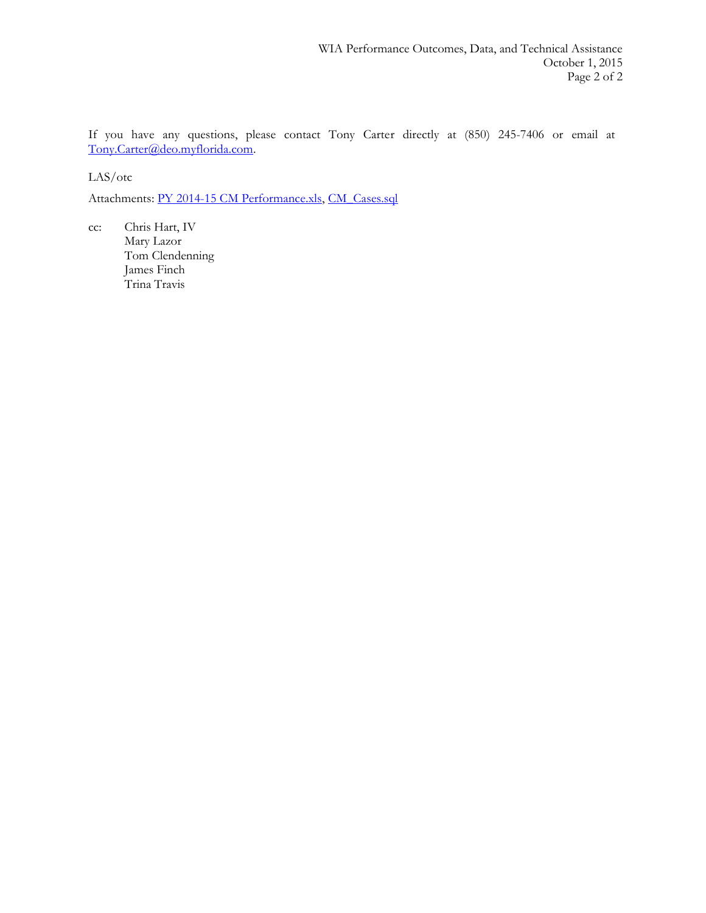If you have any questions, please contact Tony Carter directly at (850) 245-7406 or email at [Tony.Carter@deo.myflorida.com](mailto:Tony.Carter@deo.myflorida.com).

LAS/otc

Attachments: PY 2014-15 CM Performance.xls, CM_Cases.sql

cc: Chris Hart, IV
Mary Lazor
Tom Clendenning
James Finch
Trina Travis